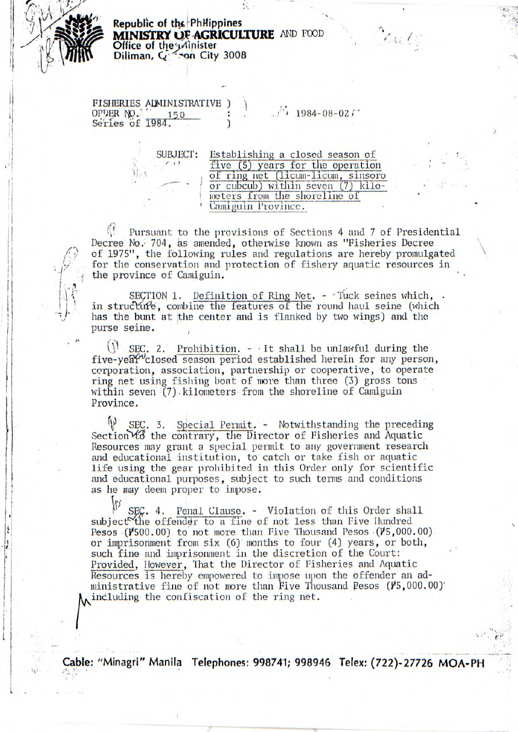Republic of the Philippines
**MINISTRY OF AGRICULTURE AND FOOD**
Office of the Minister
Diliman, Quezon City 3008

FISHERIES ADMINISTRATIVE ORDER NO. 150
Series of 1984.

1984-08-02

SUBJECT: Establishing a closed season of five (5) years for the operation of ring net (licum-licum, sinsoro or cubcub) within seven (7) kilometers from the shoreline of Camiguin Province.

Pursuant to the provisions of Sections 4 and 7 of Presidential Decree No. 704, as amended, otherwise known as "Fisheries Decree of 1975", the following rules and regulations are hereby promulgated for the conservation and protection of fishery aquatic resources in the province of Camiguin.

SECTION 1. Definition of Ring Net. - Tuck seines which, in structure, combine the features of the round haul seine (which has the bunt at the center and is flanked by two wings) and the purse seine.

SEC. 2. Prohibition. - It shall be unlawful during the five-year closed season period established herein for any person, corporation, association, partnership or cooperative, to operate ring net using fishing boat of more than three (3) gross tons within seven (7) kilometers from the shoreline of Camiguin Province.

SEC. 3. Special Permit. - Notwithstanding the preceding Section to the contrary, the Director of Fisheries and Aquatic Resources may grant a special permit to any government research and educational institution, to catch or take fish or aquatic life using the gear prohibited in this Order only for scientific and educational purposes, subject to such terms and conditions as he may deem proper to impose.

SEC. 4. Penal Clause. - Violation of this Order shall subject the offender to a fine of not less than Five Hundred Pesos (₱500.00) to not more than Five Thousand Pesos (₱5,000.00) or imprisonment from six (6) months to four (4) years, or both, such fine and imprisonment in the discretion of the Court: Provided, However, That the Director of Fisheries and Aquatic Resources is hereby empowered to impose upon the offender an administrative fine of not more than Five Thousand Pesos (₱5,000.00) including the confiscation of the ring net.

Cable: "Minagri" Manila Telephones: 998741; 998946 Telex: (722)-27726 MOA-PH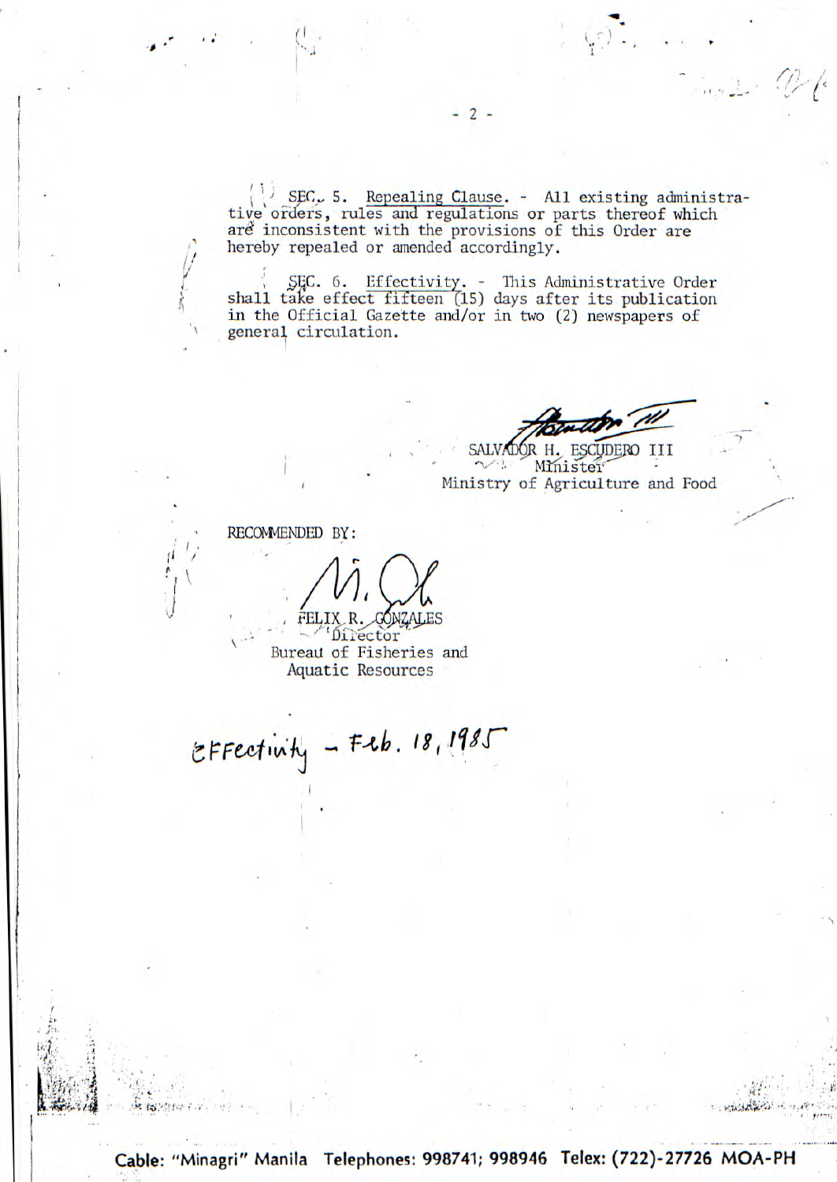SEC. 5. Repealing Clause. - All existing administrative orders, rules and regulations or parts thereof which are inconsistent with the provisions of this Order are hereby repealed or amended accordingly.

SEC. 6. Effectivity. - This Administrative Order shall take effect fifteen (15) days after its publication in the Official Gazette and/or in two (2) newspapers of general circulation.

SALVADOR H. ESCUDERO III
Minister
Ministry of Agriculture and Food

RECOMMENDED BY:

FELIX R. GONZALES
Director
Bureau of Fisheries and Aquatic Resources

Effectivity - Feb. 18, 1985

Cable: "Minagri" Manila Telephones: 998741; 998946 Telex: (722)-27726 MOA-PH